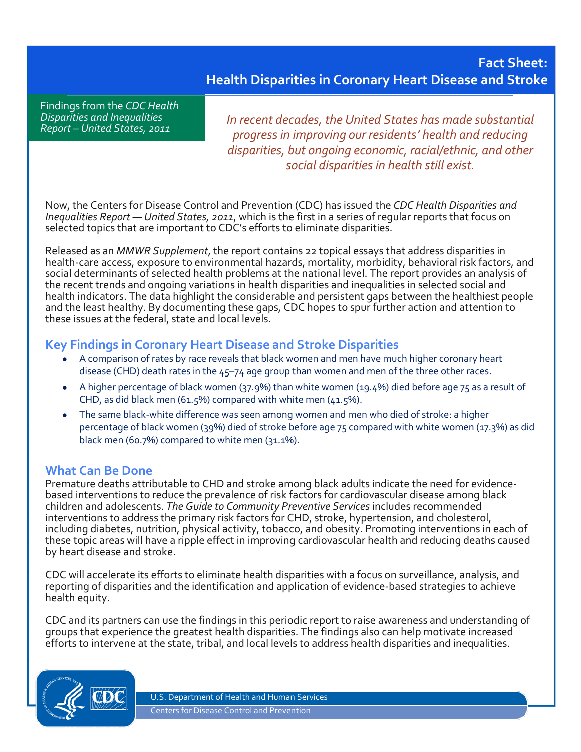# Fact Sheet: Health Disparities in Coronary Heart Disease and Stroke

Findings from the *CDC Health Disparities and Inequalities Report – United States, 2011*

*In recent decades, the United States has made substantial progress in improving our residents' health and reducing disparities, but ongoing economic, racial/ethnic, and other social disparities in health still exist.*

Now, the Centers for Disease Control and Prevention (CDC) has issued the *CDC Health Disparities and Inequalities Report — United States, 2011*, which is the first in a series of regular reports that focus on selected topics that are important to CDC's efforts to eliminate disparities.

Released as an *MMWR Supplement*, the report contains 22 topical essays that address disparities in health-care access, exposure to environmental hazards, mortality, morbidity, behavioral risk factors, and social determinants of selected health problems at the national level. The report provides an analysis of the recent trends and ongoing variations in health disparities and inequalities in selected social and health indicators. The data highlight the considerable and persistent gaps between the healthiest people and the least healthy. By documenting these gaps, CDC hopes to spur further action and attention to these issues at the federal, state and local levels.

## Key Findings in Coronary Heart Disease and Stroke Disparities

- A comparison of rates by race reveals that black women and men have much higher coronary heart disease (CHD) death rates in the 45–74 age group than women and men of the three other races.
- A higher percentage of black women (37.9%) than white women (19.4%) died before age 75 as a result of CHD, as did black men (61.5%) compared with white men (41.5%).
- The same black-white difference was seen among women and men who died of stroke: a higher percentage of black women (39%) died of stroke before age 75 compared with white women (17.3%) as did black men (60.7%) compared to white men (31.1%).

## What Can Be Done

Premature deaths attributable to CHD and stroke among black adults indicate the need for evidence-based interventions to reduce the prevalence of risk factors for cardiovascular disease among black children and adolescents. *The Guide to Community Preventive Services* includes recommended interventions to address the primary risk factors for CHD, stroke, hypertension, and cholesterol, including diabetes, nutrition, physical activity, tobacco, and obesity. Promoting interventions in each of these topic areas will have a ripple effect in improving cardiovascular health and reducing deaths caused by heart disease and stroke.

CDC will accelerate its efforts to eliminate health disparities with a focus on surveillance, analysis, and reporting of disparities and the identification and application of evidence-based strategies to achieve health equity.

CDC and its partners can use the findings in this periodic report to raise awareness and understanding of groups that experience the greatest health disparities. The findings also can help motivate increased efforts to intervene at the state, tribal, and local levels to address health disparities and inequalities.

U.S. Department of Health and Human Services
Centers for Disease Control and Prevention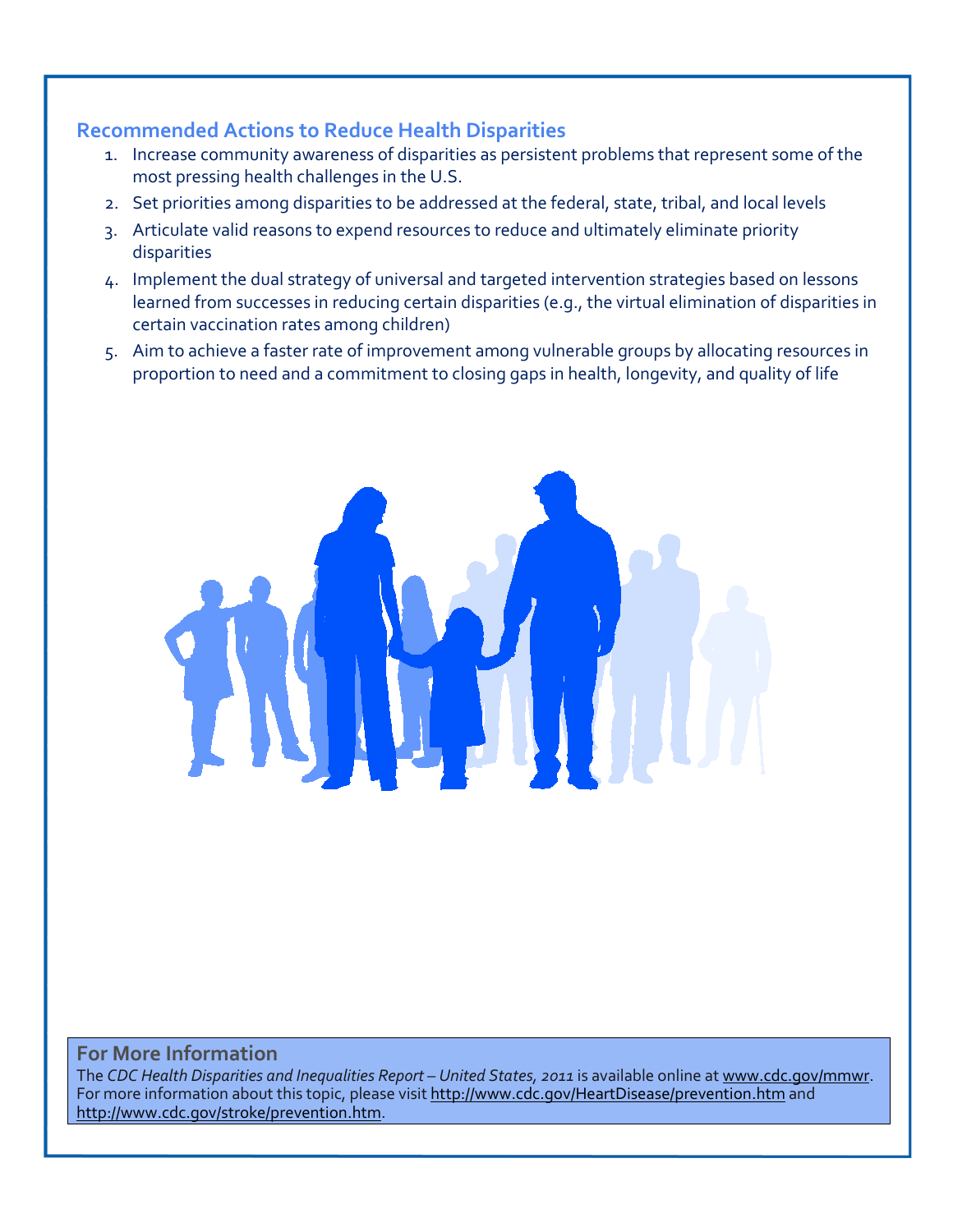## Recommended Actions to Reduce Health Disparities

1. Increase community awareness of disparities as persistent problems that represent some of the most pressing health challenges in the U.S.
2. Set priorities among disparities to be addressed at the federal, state, tribal, and local levels
3. Articulate valid reasons to expend resources to reduce and ultimately eliminate priority disparities
4. Implement the dual strategy of universal and targeted intervention strategies based on lessons learned from successes in reducing certain disparities (e.g., the virtual elimination of disparities in certain vaccination rates among children)
5. Aim to achieve a faster rate of improvement among vulnerable groups by allocating resources in proportion to need and a commitment to closing gaps in health, longevity, and quality of life

## For More Information

The *CDC Health Disparities and Inequalities Report – United States, 2011* is available online at www.cdc.gov/mmwr. For more information about this topic, please visit http://www.cdc.gov/HeartDisease/prevention.htm and http://www.cdc.gov/stroke/prevention.htm.